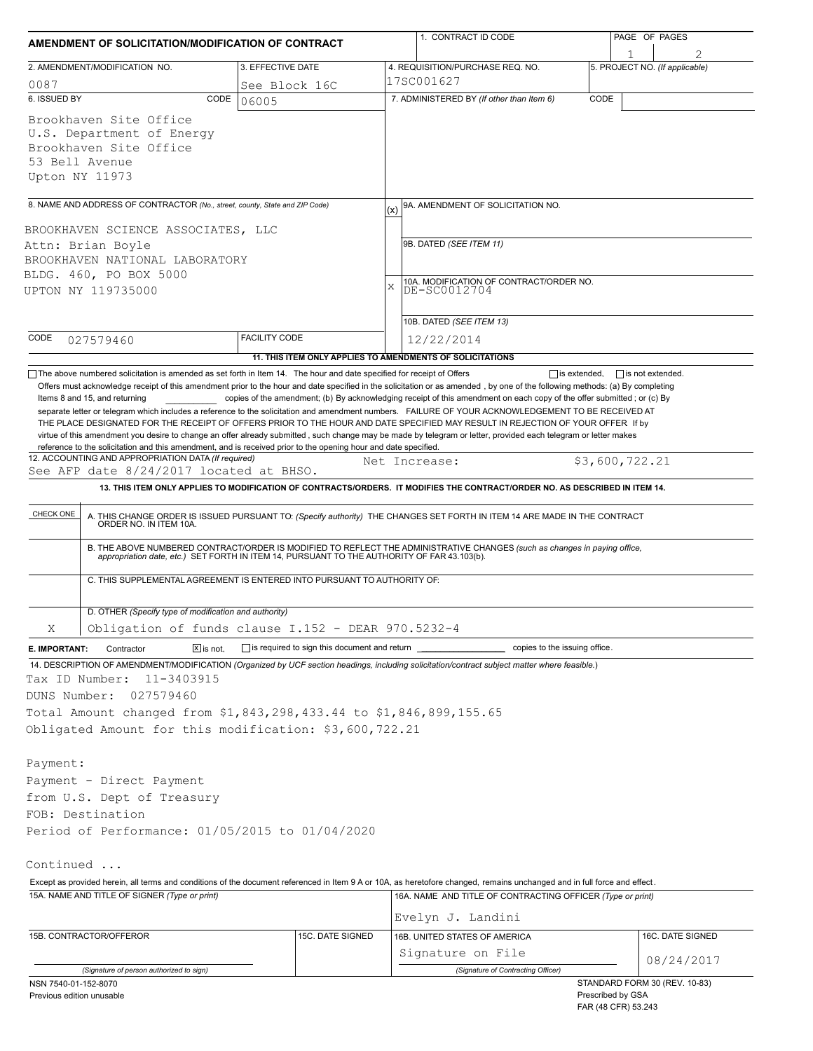# AMENDMENT OF SOLICITATION/MODIFICATION OF CONTRACT

| 1. CONTRACT ID CODE | PAGE OF PAGES |
|---|---|
| | 1 of 2 |

| 2. AMENDMENT/MODIFICATION NO. | 3. EFFECTIVE DATE | 4. REQUISITION/PURCHASE REQ. NO. | 5. PROJECT NO. (If applicable) |
|---|---|---|---|
| 0087 | See Block 16C | 17SC001627 | |

**6. ISSUED BY** CODE 06005

Brookhaven Site Office
U.S. Department of Energy
Brookhaven Site Office
53 Bell Avenue
Upton NY 11973

**7. ADMINISTERED BY** *(If other than Item 6)* CODE

**8. NAME AND ADDRESS OF CONTRACTOR** *(No., street, county, State and ZIP Code)*

BROOKHAVEN SCIENCE ASSOCIATES, LLC
Attn: Brian Boyle
BROOKHAVEN NATIONAL LABORATORY
BLDG. 460, PO BOX 5000
UPTON NY 119735000

CODE 027579460 FACILITY CODE

(x) 9A. AMENDMENT OF SOLICITATION NO.

9B. DATED *(SEE ITEM 11)*

X 10A. MODIFICATION OF CONTRACT/ORDER NO. DE-SC0012704

10B. DATED *(SEE ITEM 13)* 12/22/2014

**11. THIS ITEM ONLY APPLIES TO AMENDMENTS OF SOLICITATIONS**

☐ The above numbered solicitation is amended as set forth in Item 14. The hour and date specified for receipt of Offers ☐ is extended, ☐ is not extended.

Offers must acknowledge receipt of this amendment prior to the hour and date specified in the solicitation or as amended , by one of the following methods: (a) By completing Items 8 and 15, and returning __________ copies of the amendment; (b) By acknowledging receipt of this amendment on each copy of the offer submitted ; or (c) By separate letter or telegram which includes a reference to the solicitation and amendment numbers. FAILURE OF YOUR ACKNOWLEDGEMENT TO BE RECEIVED AT THE PLACE DESIGNATED FOR THE RECEIPT OF OFFERS PRIOR TO THE HOUR AND DATE SPECIFIED MAY RESULT IN REJECTION OF YOUR OFFER If by virtue of this amendment you desire to change an offer already submitted , such change may be made by telegram or letter, provided each telegram or letter makes reference to the solicitation and this amendment, and is received prior to the opening hour and date specified.

**12. ACCOUNTING AND APPROPRIATION DATA** *(If required)*
See AFP date 8/24/2017 located at BHSO. Net Increase: $3,600,722.21

**13. THIS ITEM ONLY APPLIES TO MODIFICATION OF CONTRACTS/ORDERS. IT MODIFIES THE CONTRACT/ORDER NO. AS DESCRIBED IN ITEM 14.**

| CHECK ONE | |
|---|---|
| | A. THIS CHANGE ORDER IS ISSUED PURSUANT TO: *(Specify authority)* THE CHANGES SET FORTH IN ITEM 14 ARE MADE IN THE CONTRACT ORDER NO. IN ITEM 10A. |
| | B. THE ABOVE NUMBERED CONTRACT/ORDER IS MODIFIED TO REFLECT THE ADMINISTRATIVE CHANGES *(such as changes in paying office, appropriation date, etc.)* SET FORTH IN ITEM 14, PURSUANT TO THE AUTHORITY OF FAR 43.103(b). |
| | C. THIS SUPPLEMENTAL AGREEMENT IS ENTERED INTO PURSUANT TO AUTHORITY OF: |
| X | D. OTHER *(Specify type of modification and authority)* Obligation of funds clause I.152 - DEAR 970.5232-4 |

**E. IMPORTANT:** Contractor ☒ is not, ☐ is required to sign this document and return __________ copies to the issuing office.

**14. DESCRIPTION OF AMENDMENT/MODIFICATION** *(Organized by UCF section headings, including solicitation/contract subject matter where feasible.)*

Tax ID Number: 11-3403915
DUNS Number: 027579460
Total Amount changed from $1,843,298,433.44 to $1,846,899,155.65
Obligated Amount for this modification: $3,600,722.21

Payment:
Payment - Direct Payment
from U.S. Dept of Treasury
FOB: Destination
Period of Performance: 01/05/2015 to 01/04/2020

Continued ...

Except as provided herein, all terms and conditions of the document referenced in Item 9 A or 10A, as heretofore changed, remains unchanged and in full force and effect.

| 15A. NAME AND TITLE OF SIGNER *(Type or print)* | | 16A. NAME AND TITLE OF CONTRACTING OFFICER *(Type or print)* | |
|---|---|---|---|
| | | Evelyn J. Landini | |
| 15B. CONTRACTOR/OFFEROR | 15C. DATE SIGNED | 16B. UNITED STATES OF AMERICA | 16C. DATE SIGNED |
| *(Signature of person authorized to sign)* | | Signature on File *(Signature of Contracting Officer)* | 08/24/2017 |

NSN 7540-01-152-8070
Previous edition unusable

STANDARD FORM 30 (REV. 10-83)
Prescribed by GSA
FAR (48 CFR) 53.243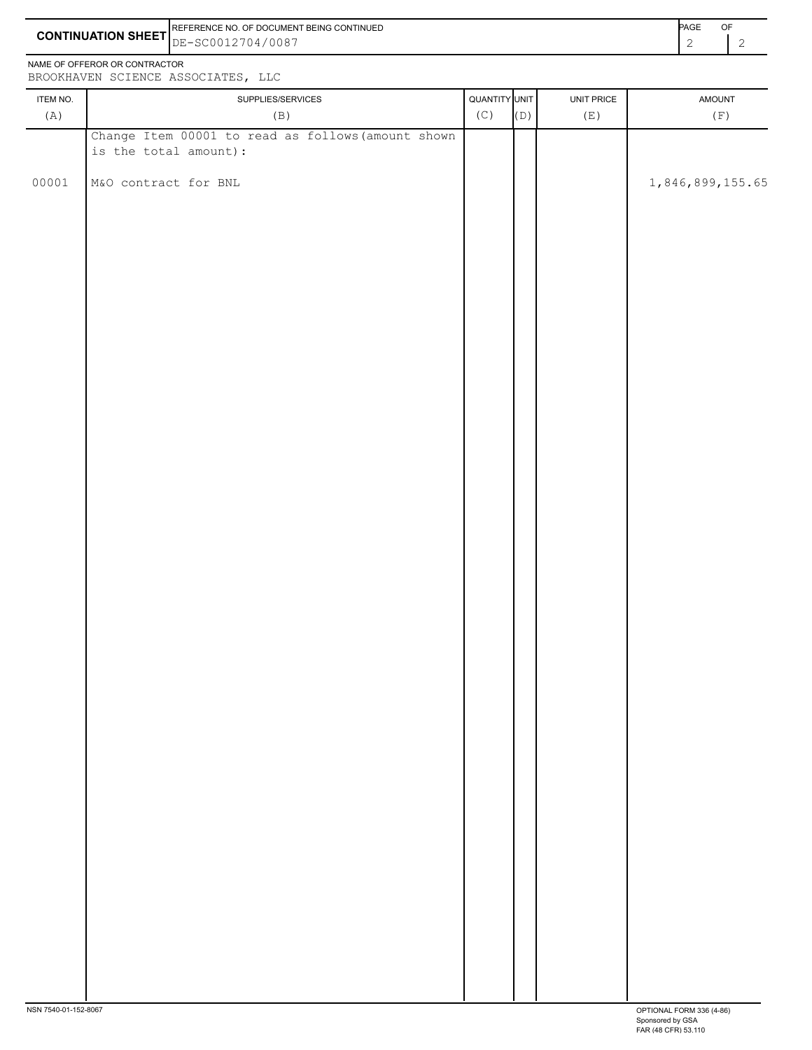**CONTINUATION SHEET**

REFERENCE NO. OF DOCUMENT BEING CONTINUED: DE-SC0012704/0087

NAME OF OFFEROR OR CONTRACTOR: BROOKHAVEN SCIENCE ASSOCIATES, LLC

| ITEM NO. (A) | SUPPLIES/SERVICES (B) | QUANTITY (C) | UNIT (D) | UNIT PRICE (E) | AMOUNT (F) |
|---|---|---|---|---|---|
| | Change Item 00001 to read as follows(amount shown is the total amount): | | | | |
| 00001 | M&O contract for BNL | | | | 1,846,899,155.65 |

NSN 7540-01-152-8067

OPTIONAL FORM 336 (4-86)
Sponsored by GSA
FAR (48 CFR) 53.110